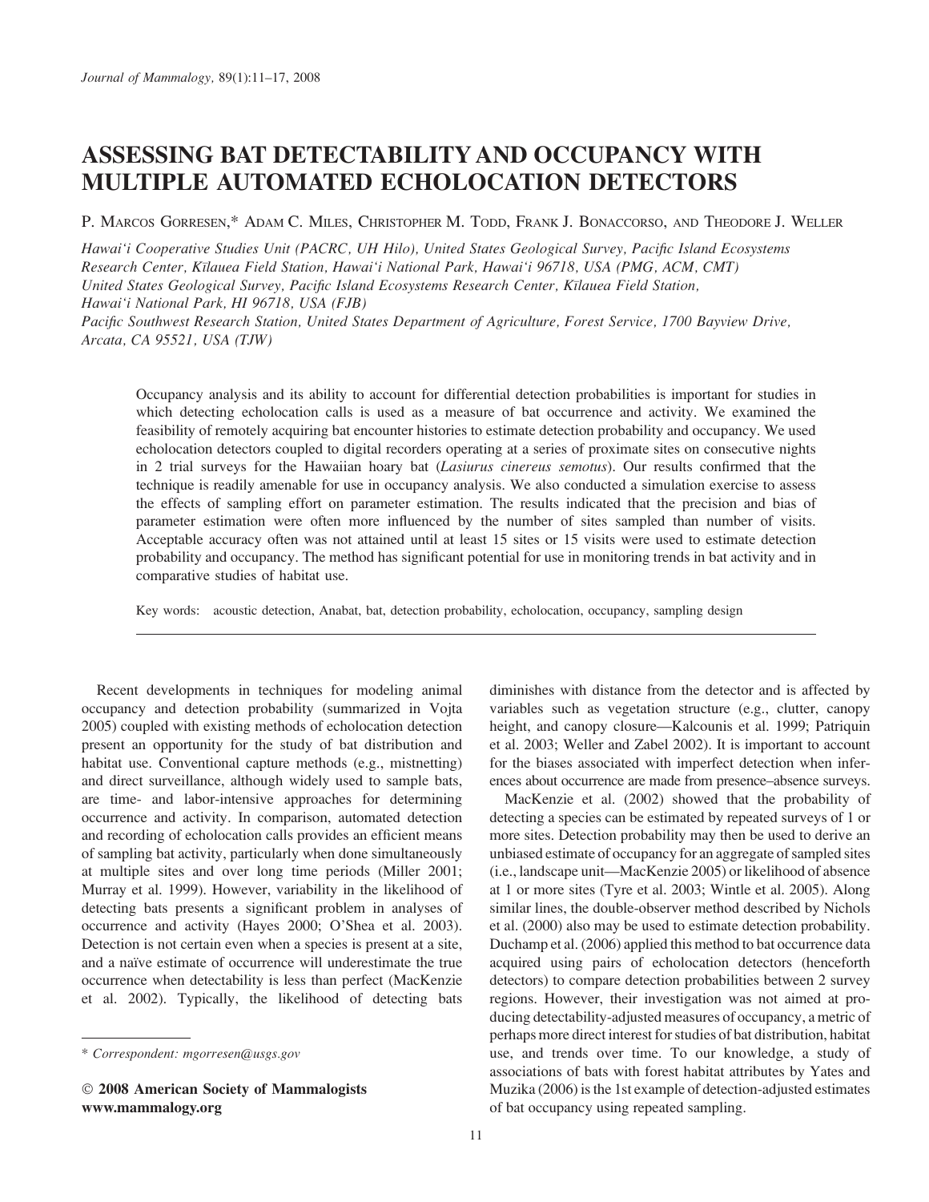# ASSESSING BAT DETECTABILITY AND OCCUPANCY WITH MULTIPLE AUTOMATED ECHOLOCATION DETECTORS

P. Marcos Gorresen,* Adam C. Miles, Christopher M. Todd, Frank J. Bonaccorso, and Theodore J. Weller

*Hawai'i Cooperative Studies Unit (PACRC, UH Hilo), United States Geological Survey, Pacific Island Ecosystems Research Center, Kīlauea Field Station, Hawai'i National Park, Hawai'i 96718, USA (PMG, ACM, CMT)*
*United States Geological Survey, Pacific Island Ecosystems Research Center, Kīlauea Field Station, Hawai'i National Park, HI 96718, USA (FJB)*
*Pacific Southwest Research Station, United States Department of Agriculture, Forest Service, 1700 Bayview Drive, Arcata, CA 95521, USA (TJW)*

Occupancy analysis and its ability to account for differential detection probabilities is important for studies in which detecting echolocation calls is used as a measure of bat occurrence and activity. We examined the feasibility of remotely acquiring bat encounter histories to estimate detection probability and occupancy. We used echolocation detectors coupled to digital recorders operating at a series of proximate sites on consecutive nights in 2 trial surveys for the Hawaiian hoary bat (*Lasiurus cinereus semotus*). Our results confirmed that the technique is readily amenable for use in occupancy analysis. We also conducted a simulation exercise to assess the effects of sampling effort on parameter estimation. The results indicated that the precision and bias of parameter estimation were often more influenced by the number of sites sampled than number of visits. Acceptable accuracy often was not attained until at least 15 sites or 15 visits were used to estimate detection probability and occupancy. The method has significant potential for use in monitoring trends in bat activity and in comparative studies of habitat use.

Key words: acoustic detection, Anabat, bat, detection probability, echolocation, occupancy, sampling design

Recent developments in techniques for modeling animal occupancy and detection probability (summarized in Vojta 2005) coupled with existing methods of echolocation detection present an opportunity for the study of bat distribution and habitat use. Conventional capture methods (e.g., mistnetting) and direct surveillance, although widely used to sample bats, are time- and labor-intensive approaches for determining occurrence and activity. In comparison, automated detection and recording of echolocation calls provides an efficient means of sampling bat activity, particularly when done simultaneously at multiple sites and over long time periods (Miller 2001; Murray et al. 1999). However, variability in the likelihood of detecting bats presents a significant problem in analyses of occurrence and activity (Hayes 2000; O'Shea et al. 2003). Detection is not certain even when a species is present at a site, and a naïve estimate of occurrence will underestimate the true occurrence when detectability is less than perfect (MacKenzie et al. 2002). Typically, the likelihood of detecting bats diminishes with distance from the detector and is affected by variables such as vegetation structure (e.g., clutter, canopy height, and canopy closure—Kalcounis et al. 1999; Patriquin et al. 2003; Weller and Zabel 2002). It is important to account for the biases associated with imperfect detection when inferences about occurrence are made from presence–absence surveys.

MacKenzie et al. (2002) showed that the probability of detecting a species can be estimated by repeated surveys of 1 or more sites. Detection probability may then be used to derive an unbiased estimate of occupancy for an aggregate of sampled sites (i.e., landscape unit—MacKenzie 2005) or likelihood of absence at 1 or more sites (Tyre et al. 2003; Wintle et al. 2005). Along similar lines, the double-observer method described by Nichols et al. (2000) also may be used to estimate detection probability. Duchamp et al. (2006) applied this method to bat occurrence data acquired using pairs of echolocation detectors (henceforth detectors) to compare detection probabilities between 2 survey regions. However, their investigation was not aimed at producing detectability-adjusted measures of occupancy, a metric of perhaps more direct interest for studies of bat distribution, habitat use, and trends over time. To our knowledge, a study of associations of bats with forest habitat attributes by Yates and Muzika (2006) is the 1st example of detection-adjusted estimates of bat occupancy using repeated sampling.

\* *Correspondent: mgorresen@usgs.gov*

© **2008 American Society of Mammalogists**
**www.mammalogy.org**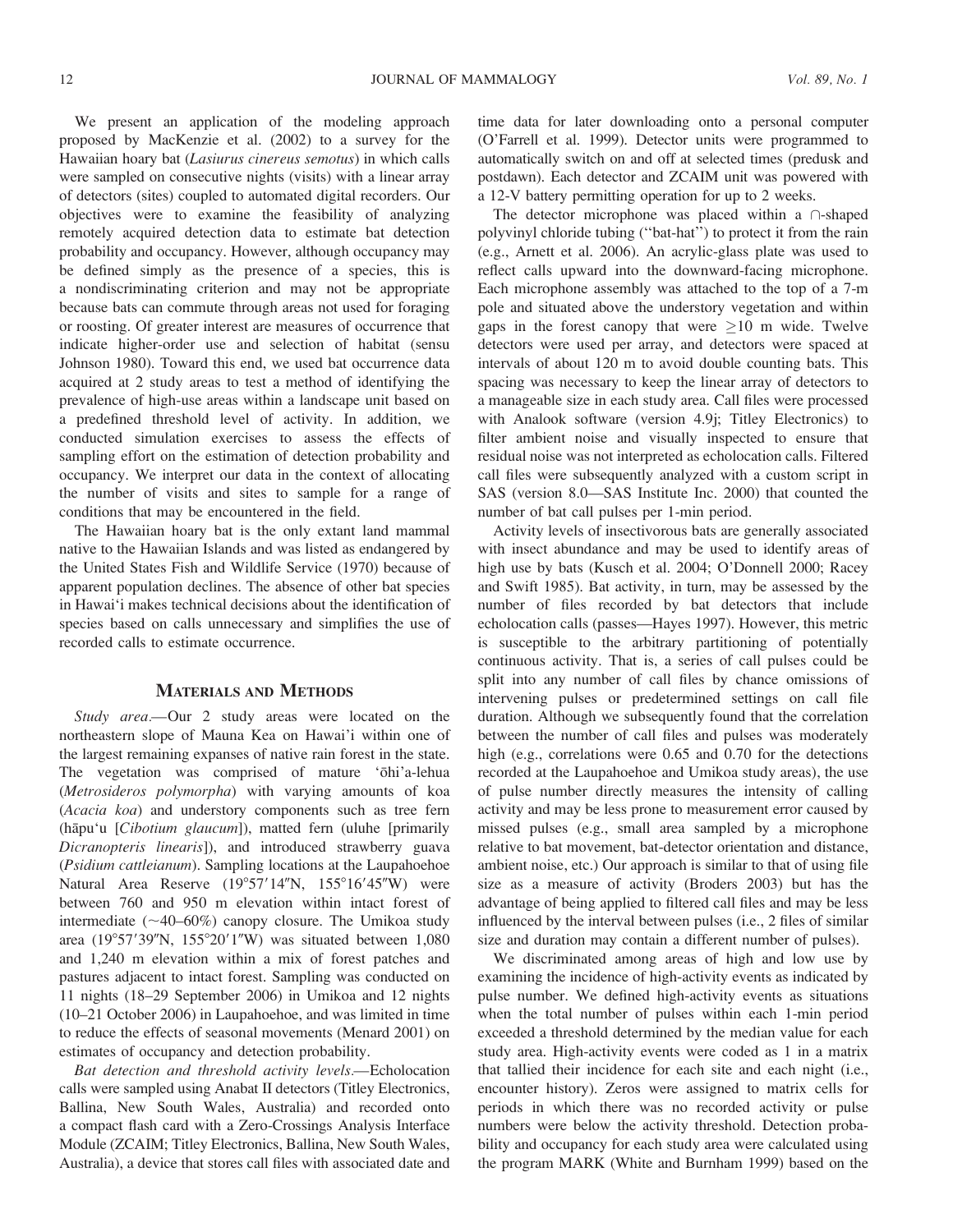We present an application of the modeling approach proposed by MacKenzie et al. (2002) to a survey for the Hawaiian hoary bat (*Lasiurus cinereus semotus*) in which calls were sampled on consecutive nights (visits) with a linear array of detectors (sites) coupled to automated digital recorders. Our objectives were to examine the feasibility of analyzing remotely acquired detection data to estimate bat detection probability and occupancy. However, although occupancy may be defined simply as the presence of a species, this is a nondiscriminating criterion and may not be appropriate because bats can commute through areas not used for foraging or roosting. Of greater interest are measures of occurrence that indicate higher-order use and selection of habitat (sensu Johnson 1980). Toward this end, we used bat occurrence data acquired at 2 study areas to test a method of identifying the prevalence of high-use areas within a landscape unit based on a predefined threshold level of activity. In addition, we conducted simulation exercises to assess the effects of sampling effort on the estimation of detection probability and occupancy. We interpret our data in the context of allocating the number of visits and sites to sample for a range of conditions that may be encountered in the field.

The Hawaiian hoary bat is the only extant land mammal native to the Hawaiian Islands and was listed as endangered by the United States Fish and Wildlife Service (1970) because of apparent population declines. The absence of other bat species in Hawai'i makes technical decisions about the identification of species based on calls unnecessary and simplifies the use of recorded calls to estimate occurrence.

## Materials and Methods

*Study area.*—Our 2 study areas were located on the northeastern slope of Mauna Kea on Hawai'i within one of the largest remaining expanses of native rain forest in the state. The vegetation was comprised of mature 'ōhi'a-lehua (*Metrosideros polymorpha*) with varying amounts of koa (*Acacia koa*) and understory components such as tree fern (hāpu'u [*Cibotium glaucum*]), matted fern (uluhe [primarily *Dicranopteris linearis*]), and introduced strawberry guava (*Psidium cattleianum*). Sampling locations at the Laupahoehoe Natural Area Reserve (19°57′14″N, 155°16′45″W) were between 760 and 950 m elevation within intact forest of intermediate (~40–60%) canopy closure. The Umikoa study area (19°57′39″N, 155°20′1″W) was situated between 1,080 and 1,240 m elevation within a mix of forest patches and pastures adjacent to intact forest. Sampling was conducted on 11 nights (18–29 September 2006) in Umikoa and 12 nights (10–21 October 2006) in Laupahoehoe, and was limited in time to reduce the effects of seasonal movements (Menard 2001) on estimates of occupancy and detection probability.

*Bat detection and threshold activity levels.*—Echolocation calls were sampled using Anabat II detectors (Titley Electronics, Ballina, New South Wales, Australia) and recorded onto a compact flash card with a Zero-Crossings Analysis Interface Module (ZCAIM; Titley Electronics, Ballina, New South Wales, Australia), a device that stores call files with associated date and time data for later downloading onto a personal computer (O'Farrell et al. 1999). Detector units were programmed to automatically switch on and off at selected times (predusk and postdawn). Each detector and ZCAIM unit was powered with a 12-V battery permitting operation for up to 2 weeks.

The detector microphone was placed within a ∩-shaped polyvinyl chloride tubing ("bat-hat") to protect it from the rain (e.g., Arnett et al. 2006). An acrylic-glass plate was used to reflect calls upward into the downward-facing microphone. Each microphone assembly was attached to the top of a 7-m pole and situated above the understory vegetation and within gaps in the forest canopy that were ≥10 m wide. Twelve detectors were used per array, and detectors were spaced at intervals of about 120 m to avoid double counting bats. This spacing was necessary to keep the linear array of detectors to a manageable size in each study area. Call files were processed with Analook software (version 4.9j; Titley Electronics) to filter ambient noise and visually inspected to ensure that residual noise was not interpreted as echolocation calls. Filtered call files were subsequently analyzed with a custom script in SAS (version 8.0—SAS Institute Inc. 2000) that counted the number of bat call pulses per 1-min period.

Activity levels of insectivorous bats are generally associated with insect abundance and may be used to identify areas of high use by bats (Kusch et al. 2004; O'Donnell 2000; Racey and Swift 1985). Bat activity, in turn, may be assessed by the number of files recorded by bat detectors that include echolocation calls (passes—Hayes 1997). However, this metric is susceptible to the arbitrary partitioning of potentially continuous activity. That is, a series of call pulses could be split into any number of call files by chance omissions of intervening pulses or predetermined settings on call file duration. Although we subsequently found that the correlation between the number of call files and pulses was moderately high (e.g., correlations were 0.65 and 0.70 for the detections recorded at the Laupahoehoe and Umikoa study areas), the use of pulse number directly measures the intensity of calling activity and may be less prone to measurement error caused by missed pulses (e.g., small area sampled by a microphone relative to bat movement, bat-detector orientation and distance, ambient noise, etc.) Our approach is similar to that of using file size as a measure of activity (Broders 2003) but has the advantage of being applied to filtered call files and may be less influenced by the interval between pulses (i.e., 2 files of similar size and duration may contain a different number of pulses).

We discriminated among areas of high and low use by examining the incidence of high-activity events as indicated by pulse number. We defined high-activity events as situations when the total number of pulses within each 1-min period exceeded a threshold determined by the median value for each study area. High-activity events were coded as 1 in a matrix that tallied their incidence for each site and each night (i.e., encounter history). Zeros were assigned to matrix cells for periods in which there was no recorded activity or pulse numbers were below the activity threshold. Detection probability and occupancy for each study area were calculated using the program MARK (White and Burnham 1999) based on the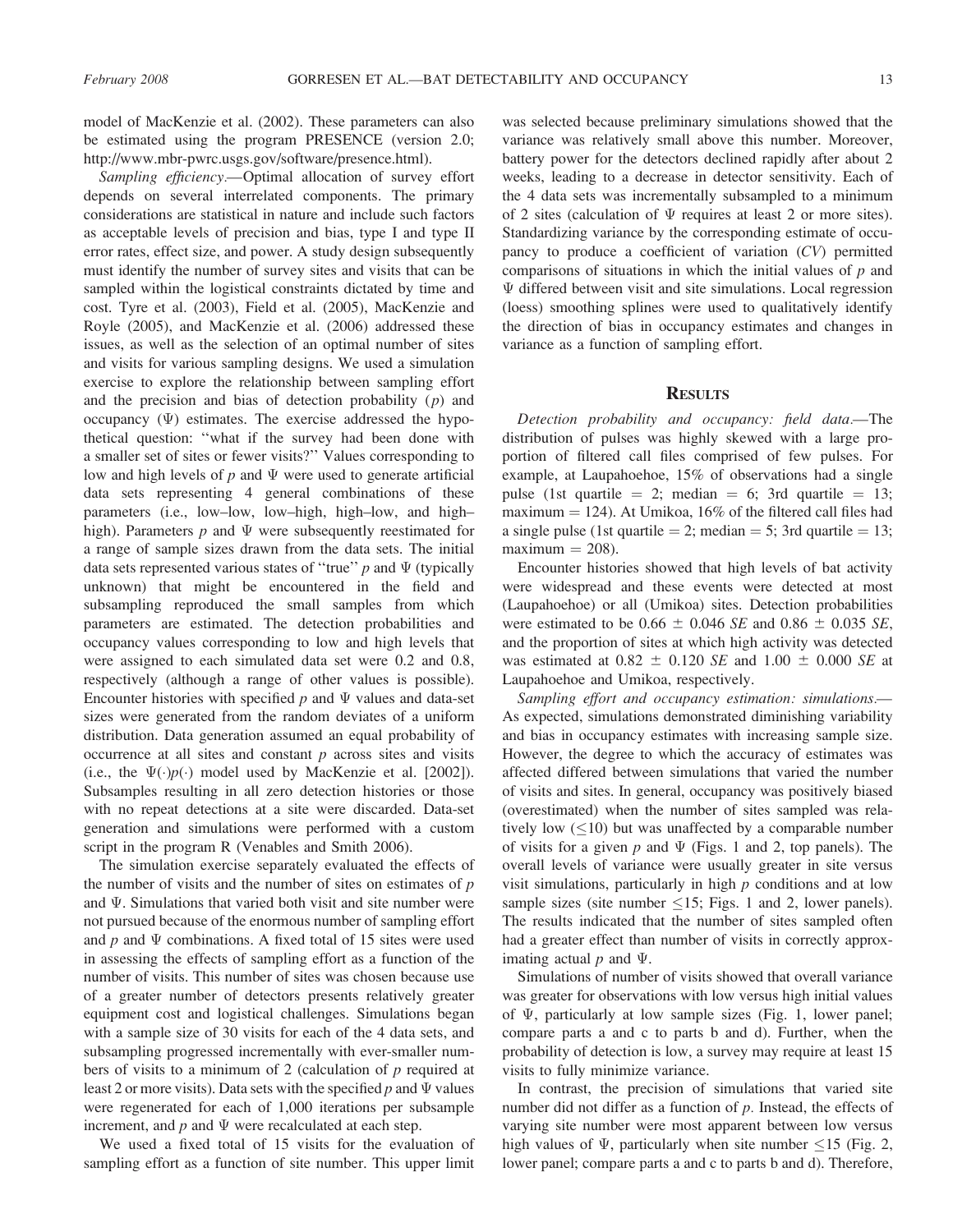model of MacKenzie et al. (2002). These parameters can also be estimated using the program PRESENCE (version 2.0; http://www.mbr-pwrc.usgs.gov/software/presence.html).

*Sampling efficiency*.—Optimal allocation of survey effort depends on several interrelated components. The primary considerations are statistical in nature and include such factors as acceptable levels of precision and bias, type I and type II error rates, effect size, and power. A study design subsequently must identify the number of survey sites and visits that can be sampled within the logistical constraints dictated by time and cost. Tyre et al. (2003), Field et al. (2005), MacKenzie and Royle (2005), and MacKenzie et al. (2006) addressed these issues, as well as the selection of an optimal number of sites and visits for various sampling designs. We used a simulation exercise to explore the relationship between sampling effort and the precision and bias of detection probability ($p$) and occupancy ($\Psi$) estimates. The exercise addressed the hypothetical question: "what if the survey had been done with a smaller set of sites or fewer visits?" Values corresponding to low and high levels of $p$ and $\Psi$ were used to generate artificial data sets representing 4 general combinations of these parameters (i.e., low–low, low–high, high–low, and high–high). Parameters $p$ and $\Psi$ were subsequently reestimated for a range of sample sizes drawn from the data sets. The initial data sets represented various states of "true" $p$ and $\Psi$ (typically unknown) that might be encountered in the field and subsampling reproduced the small samples from which parameters are estimated. The detection probabilities and occupancy values corresponding to low and high levels that were assigned to each simulated data set were 0.2 and 0.8, respectively (although a range of other values is possible). Encounter histories with specified $p$ and $\Psi$ values and data-set sizes were generated from the random deviates of a uniform distribution. Data generation assumed an equal probability of occurrence at all sites and constant $p$ across sites and visits (i.e., the $\Psi(\cdot)p(\cdot)$ model used by MacKenzie et al. [2002]). Subsamples resulting in all zero detection histories or those with no repeat detections at a site were discarded. Data-set generation and simulations were performed with a custom script in the program R (Venables and Smith 2006).

The simulation exercise separately evaluated the effects of the number of visits and the number of sites on estimates of $p$ and $\Psi$. Simulations that varied both visit and site number were not pursued because of the enormous number of sampling effort and $p$ and $\Psi$ combinations. A fixed total of 15 sites were used in assessing the effects of sampling effort as a function of the number of visits. This number of sites was chosen because use of a greater number of detectors presents relatively greater equipment cost and logistical challenges. Simulations began with a sample size of 30 visits for each of the 4 data sets, and subsampling progressed incrementally with ever-smaller numbers of visits to a minimum of 2 (calculation of $p$ required at least 2 or more visits). Data sets with the specified $p$ and $\Psi$ values were regenerated for each of 1,000 iterations per subsample increment, and $p$ and $\Psi$ were recalculated at each step.

We used a fixed total of 15 visits for the evaluation of sampling effort as a function of site number. This upper limit was selected because preliminary simulations showed that the variance was relatively small above this number. Moreover, battery power for the detectors declined rapidly after about 2 weeks, leading to a decrease in detector sensitivity. Each of the 4 data sets was incrementally subsampled to a minimum of 2 sites (calculation of $\Psi$ requires at least 2 or more sites). Standardizing variance by the corresponding estimate of occupancy to produce a coefficient of variation ($CV$) permitted comparisons of situations in which the initial values of $p$ and $\Psi$ differed between visit and site simulations. Local regression (loess) smoothing splines were used to qualitatively identify the direction of bias in occupancy estimates and changes in variance as a function of sampling effort.

## Results

*Detection probability and occupancy: field data*.—The distribution of pulses was highly skewed with a large proportion of filtered call files comprised of few pulses. For example, at Laupahoehoe, 15% of observations had a single pulse (1st quartile = 2; median = 6; 3rd quartile = 13; maximum = 124). At Umikoa, 16% of the filtered call files had a single pulse (1st quartile = 2; median = 5; 3rd quartile = 13; maximum = 208).

Encounter histories showed that high levels of bat activity were widespread and these events were detected at most (Laupahoehoe) or all (Umikoa) sites. Detection probabilities were estimated to be 0.66 ± 0.046 *SE* and 0.86 ± 0.035 *SE*, and the proportion of sites at which high activity was detected was estimated at 0.82 ± 0.120 *SE* and 1.00 ± 0.000 *SE* at Laupahoehoe and Umikoa, respectively.

*Sampling effort and occupancy estimation: simulations*.—As expected, simulations demonstrated diminishing variability and bias in occupancy estimates with increasing sample size. However, the degree to which the accuracy of estimates was affected differed between simulations that varied the number of visits and sites. In general, occupancy was positively biased (overestimated) when the number of sites sampled was relatively low ($\leq 10$) but was unaffected by a comparable number of visits for a given $p$ and $\Psi$ (Figs. 1 and 2, top panels). The overall levels of variance were usually greater in site versus visit simulations, particularly in high $p$ conditions and at low sample sizes (site number $\leq 15$; Figs. 1 and 2, lower panels). The results indicated that the number of sites sampled often had a greater effect than number of visits in correctly approximating actual $p$ and $\Psi$.

Simulations of number of visits showed that overall variance was greater for observations with low versus high initial values of $\Psi$, particularly at low sample sizes (Fig. 1, lower panel; compare parts a and c to parts b and d). Further, when the probability of detection is low, a survey may require at least 15 visits to fully minimize variance.

In contrast, the precision of simulations that varied site number did not differ as a function of $p$. Instead, the effects of varying site number were most apparent between low versus high values of $\Psi$, particularly when site number $\leq 15$ (Fig. 2, lower panel; compare parts a and c to parts b and d). Therefore,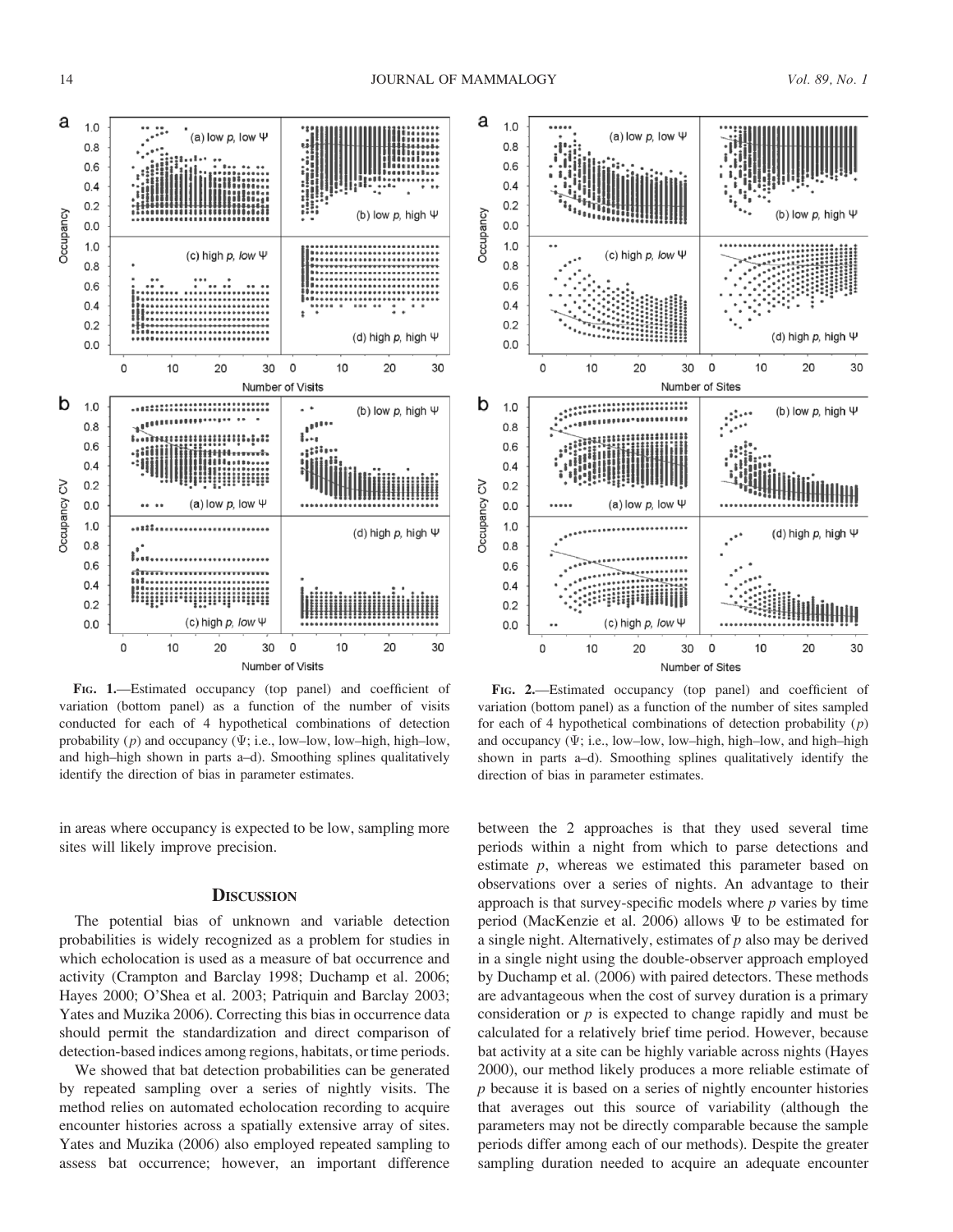FIG. 1.—Estimated occupancy (top panel) and coefficient of variation (bottom panel) as a function of the number of visits conducted for each of 4 hypothetical combinations of detection probability ($p$) and occupancy ($\Psi$; i.e., low–low, low–high, high–low, and high–high shown in parts a–d). Smoothing splines qualitatively identify the direction of bias in parameter estimates.

FIG. 2.—Estimated occupancy (top panel) and coefficient of variation (bottom panel) as a function of the number of sites sampled for each of 4 hypothetical combinations of detection probability ($p$) and occupancy ($\Psi$; i.e., low–low, low–high, high–low, and high–high shown in parts a–d). Smoothing splines qualitatively identify the direction of bias in parameter estimates.

in areas where occupancy is expected to be low, sampling more sites will likely improve precision.

## DISCUSSION

The potential bias of unknown and variable detection probabilities is widely recognized as a problem for studies in which echolocation is used as a measure of bat occurrence and activity (Crampton and Barclay 1998; Duchamp et al. 2006; Hayes 2000; O'Shea et al. 2003; Patriquin and Barclay 2003; Yates and Muzika 2006). Correcting this bias in occurrence data should permit the standardization and direct comparison of detection-based indices among regions, habitats, or time periods.

We showed that bat detection probabilities can be generated by repeated sampling over a series of nightly visits. The method relies on automated echolocation recording to acquire encounter histories across a spatially extensive array of sites. Yates and Muzika (2006) also employed repeated sampling to assess bat occurrence; however, an important difference between the 2 approaches is that they used several time periods within a night from which to parse detections and estimate $p$, whereas we estimated this parameter based on observations over a series of nights. An advantage to their approach is that survey-specific models where $p$ varies by time period (MacKenzie et al. 2006) allows $\Psi$ to be estimated for a single night. Alternatively, estimates of $p$ also may be derived in a single night using the double-observer approach employed by Duchamp et al. (2006) with paired detectors. These methods are advantageous when the cost of survey duration is a primary consideration or $p$ is expected to change rapidly and must be calculated for a relatively brief time period. However, because bat activity at a site can be highly variable across nights (Hayes 2000), our method likely produces a more reliable estimate of $p$ because it is based on a series of nightly encounter histories that averages out this source of variability (although the parameters may not be directly comparable because the sample periods differ among each of our methods). Despite the greater sampling duration needed to acquire an adequate encounter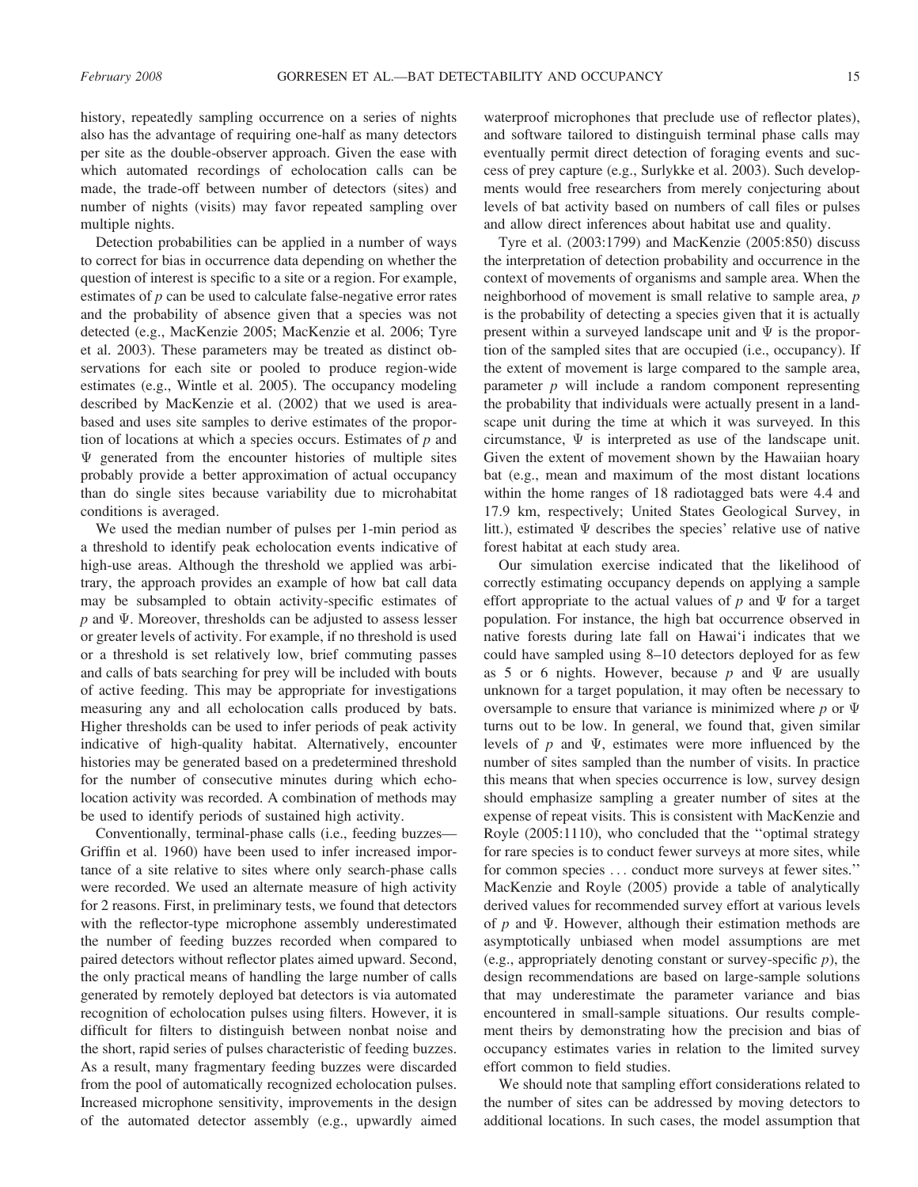history, repeatedly sampling occurrence on a series of nights also has the advantage of requiring one-half as many detectors per site as the double-observer approach. Given the ease with which automated recordings of echolocation calls can be made, the trade-off between number of detectors (sites) and number of nights (visits) may favor repeated sampling over multiple nights.

Detection probabilities can be applied in a number of ways to correct for bias in occurrence data depending on whether the question of interest is specific to a site or a region. For example, estimates of $p$ can be used to calculate false-negative error rates and the probability of absence given that a species was not detected (e.g., MacKenzie 2005; MacKenzie et al. 2006; Tyre et al. 2003). These parameters may be treated as distinct observations for each site or pooled to produce region-wide estimates (e.g., Wintle et al. 2005). The occupancy modeling described by MacKenzie et al. (2002) that we used is area-based and uses site samples to derive estimates of the proportion of locations at which a species occurs. Estimates of $p$ and $\Psi$ generated from the encounter histories of multiple sites probably provide a better approximation of actual occupancy than do single sites because variability due to microhabitat conditions is averaged.

We used the median number of pulses per 1-min period as a threshold to identify peak echolocation events indicative of high-use areas. Although the threshold we applied was arbitrary, the approach provides an example of how bat call data may be subsampled to obtain activity-specific estimates of $p$ and $\Psi$. Moreover, thresholds can be adjusted to assess lesser or greater levels of activity. For example, if no threshold is used or a threshold is set relatively low, brief commuting passes and calls of bats searching for prey will be included with bouts of active feeding. This may be appropriate for investigations measuring any and all echolocation calls produced by bats. Higher thresholds can be used to infer periods of peak activity indicative of high-quality habitat. Alternatively, encounter histories may be generated based on a predetermined threshold for the number of consecutive minutes during which echolocation activity was recorded. A combination of methods may be used to identify periods of sustained high activity.

Conventionally, terminal-phase calls (i.e., feeding buzzes—Griffin et al. 1960) have been used to infer increased importance of a site relative to sites where only search-phase calls were recorded. We used an alternate measure of high activity for 2 reasons. First, in preliminary tests, we found that detectors with the reflector-type microphone assembly underestimated the number of feeding buzzes recorded when compared to paired detectors without reflector plates aimed upward. Second, the only practical means of handling the large number of calls generated by remotely deployed bat detectors is via automated recognition of echolocation pulses using filters. However, it is difficult for filters to distinguish between nonbat noise and the short, rapid series of pulses characteristic of feeding buzzes. As a result, many fragmentary feeding buzzes were discarded from the pool of automatically recognized echolocation pulses. Increased microphone sensitivity, improvements in the design of the automated detector assembly (e.g., upwardly aimed waterproof microphones that preclude use of reflector plates), and software tailored to distinguish terminal phase calls may eventually permit direct detection of foraging events and success of prey capture (e.g., Surlykke et al. 2003). Such developments would free researchers from merely conjecturing about levels of bat activity based on numbers of call files or pulses and allow direct inferences about habitat use and quality.

Tyre et al. (2003:1799) and MacKenzie (2005:850) discuss the interpretation of detection probability and occurrence in the context of movements of organisms and sample area. When the neighborhood of movement is small relative to sample area, $p$ is the probability of detecting a species given that it is actually present within a surveyed landscape unit and $\Psi$ is the proportion of the sampled sites that are occupied (i.e., occupancy). If the extent of movement is large compared to the sample area, parameter $p$ will include a random component representing the probability that individuals were actually present in a landscape unit during the time at which it was surveyed. In this circumstance, $\Psi$ is interpreted as use of the landscape unit. Given the extent of movement shown by the Hawaiian hoary bat (e.g., mean and maximum of the most distant locations within the home ranges of 18 radiotagged bats were 4.4 and 17.9 km, respectively; United States Geological Survey, in litt.), estimated $\Psi$ describes the species' relative use of native forest habitat at each study area.

Our simulation exercise indicated that the likelihood of correctly estimating occupancy depends on applying a sample effort appropriate to the actual values of $p$ and $\Psi$ for a target population. For instance, the high bat occurrence observed in native forests during late fall on Hawai'i indicates that we could have sampled using 8–10 detectors deployed for as few as 5 or 6 nights. However, because $p$ and $\Psi$ are usually unknown for a target population, it may often be necessary to oversample to ensure that variance is minimized where $p$ or $\Psi$ turns out to be low. In general, we found that, given similar levels of $p$ and $\Psi$, estimates were more influenced by the number of sites sampled than the number of visits. In practice this means that when species occurrence is low, survey design should emphasize sampling a greater number of sites at the expense of repeat visits. This is consistent with MacKenzie and Royle (2005:1110), who concluded that the "optimal strategy for rare species is to conduct fewer surveys at more sites, while for common species . . . conduct more surveys at fewer sites." MacKenzie and Royle (2005) provide a table of analytically derived values for recommended survey effort at various levels of $p$ and $\Psi$. However, although their estimation methods are asymptotically unbiased when model assumptions are met (e.g., appropriately denoting constant or survey-specific $p$), the design recommendations are based on large-sample solutions that may underestimate the parameter variance and bias encountered in small-sample situations. Our results complement theirs by demonstrating how the precision and bias of occupancy estimates varies in relation to the limited survey effort common to field studies.

We should note that sampling effort considerations related to the number of sites can be addressed by moving detectors to additional locations. In such cases, the model assumption that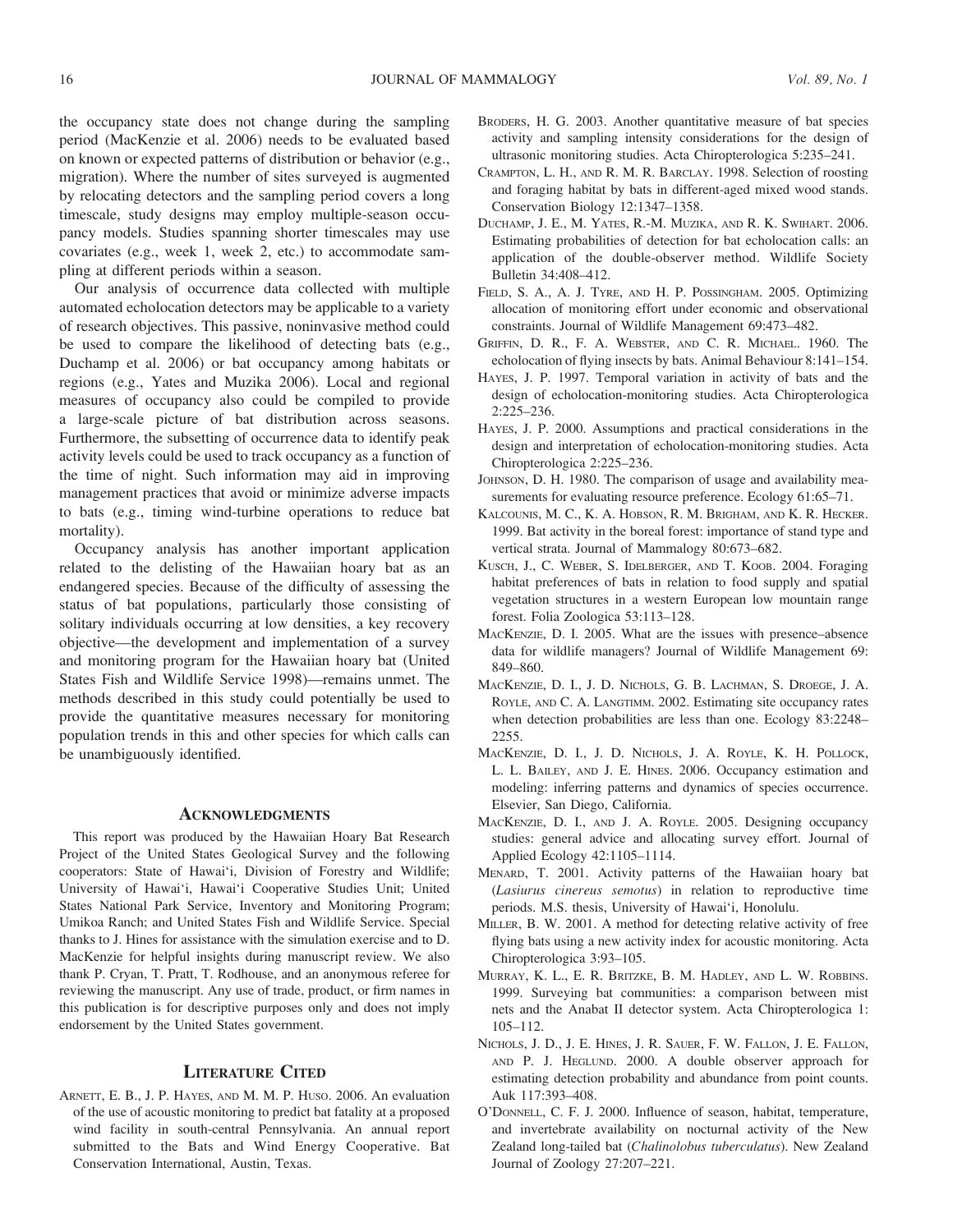the occupancy state does not change during the sampling period (MacKenzie et al. 2006) needs to be evaluated based on known or expected patterns of distribution or behavior (e.g., migration). Where the number of sites surveyed is augmented by relocating detectors and the sampling period covers a long timescale, study designs may employ multiple-season occupancy models. Studies spanning shorter timescales may use covariates (e.g., week 1, week 2, etc.) to accommodate sampling at different periods within a season.

Our analysis of occurrence data collected with multiple automated echolocation detectors may be applicable to a variety of research objectives. This passive, noninvasive method could be used to compare the likelihood of detecting bats (e.g., Duchamp et al. 2006) or bat occupancy among habitats or regions (e.g., Yates and Muzika 2006). Local and regional measures of occupancy also could be compiled to provide a large-scale picture of bat distribution across seasons. Furthermore, the subsetting of occurrence data to identify peak activity levels could be used to track occupancy as a function of the time of night. Such information may aid in improving management practices that avoid or minimize adverse impacts to bats (e.g., timing wind-turbine operations to reduce bat mortality).

Occupancy analysis has another important application related to the delisting of the Hawaiian hoary bat as an endangered species. Because of the difficulty of assessing the status of bat populations, particularly those consisting of solitary individuals occurring at low densities, a key recovery objective—the development and implementation of a survey and monitoring program for the Hawaiian hoary bat (United States Fish and Wildlife Service 1998)—remains unmet. The methods described in this study could potentially be used to provide the quantitative measures necessary for monitoring population trends in this and other species for which calls can be unambiguously identified.

## Acknowledgments

This report was produced by the Hawaiian Hoary Bat Research Project of the United States Geological Survey and the following cooperators: State of Hawai'i, Division of Forestry and Wildlife; University of Hawai'i, Hawai'i Cooperative Studies Unit; United States National Park Service, Inventory and Monitoring Program; Umikoa Ranch; and United States Fish and Wildlife Service. Special thanks to J. Hines for assistance with the simulation exercise and to D. MacKenzie for helpful insights during manuscript review. We also thank P. Cryan, T. Pratt, T. Rodhouse, and an anonymous referee for reviewing the manuscript. Any use of trade, product, or firm names in this publication is for descriptive purposes only and does not imply endorsement by the United States government.

## Literature Cited

Arnett, E. B., J. P. Hayes, and M. M. P. Huso. 2006. An evaluation of the use of acoustic monitoring to predict bat fatality at a proposed wind facility in south-central Pennsylvania. An annual report submitted to the Bats and Wind Energy Cooperative. Bat Conservation International, Austin, Texas.

Broders, H. G. 2003. Another quantitative measure of bat species activity and sampling intensity considerations for the design of ultrasonic monitoring studies. Acta Chiropterologica 5:235–241.

Crampton, L. H., and R. M. R. Barclay. 1998. Selection of roosting and foraging habitat by bats in different-aged mixed wood stands. Conservation Biology 12:1347–1358.

Duchamp, J. E., M. Yates, R.-M. Muzika, and R. K. Swihart. 2006. Estimating probabilities of detection for bat echolocation calls: an application of the double-observer method. Wildlife Society Bulletin 34:408–412.

Field, S. A., A. J. Tyre, and H. P. Possingham. 2005. Optimizing allocation of monitoring effort under economic and observational constraints. Journal of Wildlife Management 69:473–482.

Griffin, D. R., F. A. Webster, and C. R. Michael. 1960. The echolocation of flying insects by bats. Animal Behaviour 8:141–154.

Hayes, J. P. 1997. Temporal variation in activity of bats and the design of echolocation-monitoring studies. Acta Chiropterologica 2:225–236.

Hayes, J. P. 2000. Assumptions and practical considerations in the design and interpretation of echolocation-monitoring studies. Acta Chiropterologica 2:225–236.

Johnson, D. H. 1980. The comparison of usage and availability measurements for evaluating resource preference. Ecology 61:65–71.

Kalcounis, M. C., K. A. Hobson, R. M. Brigham, and K. R. Hecker. 1999. Bat activity in the boreal forest: importance of stand type and vertical strata. Journal of Mammalogy 80:673–682.

Kusch, J., C. Weber, S. Idelberger, and T. Koob. 2004. Foraging habitat preferences of bats in relation to food supply and spatial vegetation structures in a western European low mountain range forest. Folia Zoologica 53:113–128.

MacKenzie, D. I. 2005. What are the issues with presence–absence data for wildlife managers? Journal of Wildlife Management 69: 849–860.

MacKenzie, D. I., J. D. Nichols, G. B. Lachman, S. Droege, J. A. Royle, and C. A. Langtimm. 2002. Estimating site occupancy rates when detection probabilities are less than one. Ecology 83:2248–2255.

MacKenzie, D. I., J. D. Nichols, J. A. Royle, K. H. Pollock, L. L. Bailey, and J. E. Hines. 2006. Occupancy estimation and modeling: inferring patterns and dynamics of species occurrence. Elsevier, San Diego, California.

MacKenzie, D. I., and J. A. Royle. 2005. Designing occupancy studies: general advice and allocating survey effort. Journal of Applied Ecology 42:1105–1114.

Menard, T. 2001. Activity patterns of the Hawaiian hoary bat (*Lasiurus cinereus semotus*) in relation to reproductive time periods. M.S. thesis, University of Hawai'i, Honolulu.

Miller, B. W. 2001. A method for detecting relative activity of free flying bats using a new activity index for acoustic monitoring. Acta Chiropterologica 3:93–105.

Murray, K. L., E. R. Britzke, B. M. Hadley, and L. W. Robbins. 1999. Surveying bat communities: a comparison between mist nets and the Anabat II detector system. Acta Chiropterologica 1: 105–112.

Nichols, J. D., J. E. Hines, J. R. Sauer, F. W. Fallon, J. E. Fallon, and P. J. Heglund. 2000. A double observer approach for estimating detection probability and abundance from point counts. Auk 117:393–408.

O'Donnell, C. F. J. 2000. Influence of season, habitat, temperature, and invertebrate availability on nocturnal activity of the New Zealand long-tailed bat (*Chalinolobus tuberculatus*). New Zealand Journal of Zoology 27:207–221.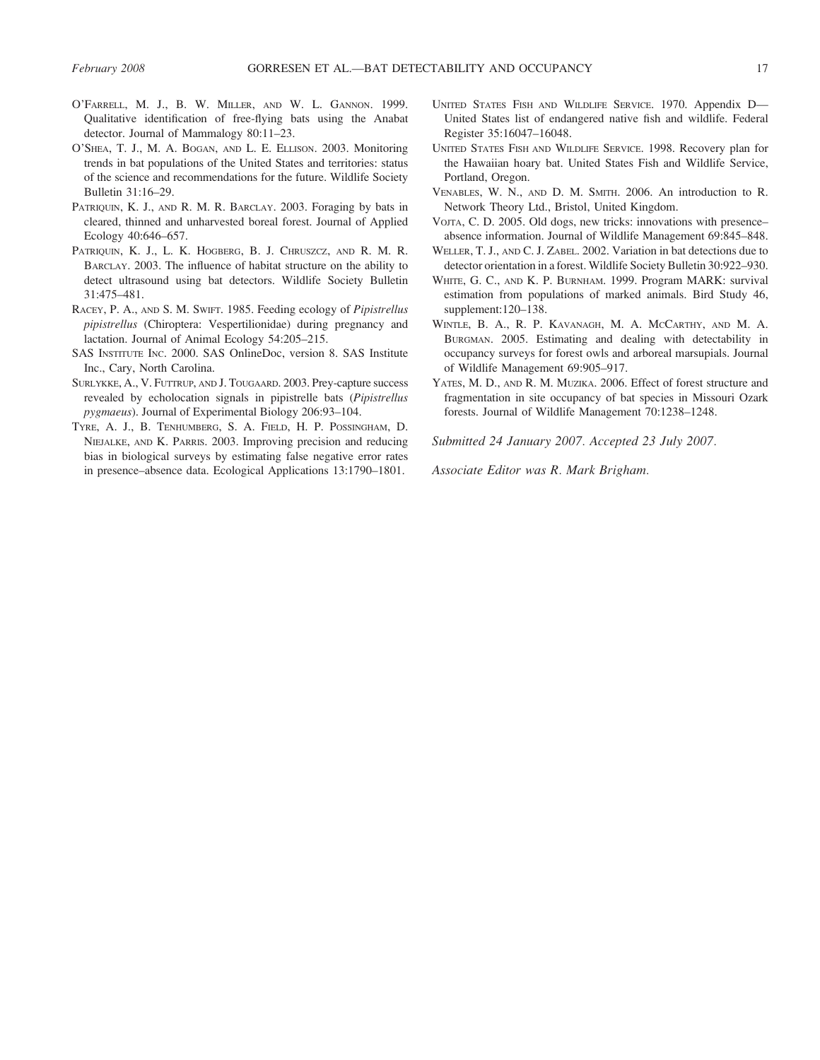O'Farrell, M. J., B. W. Miller, and W. L. Gannon. 1999. Qualitative identification of free-flying bats using the Anabat detector. Journal of Mammalogy 80:11–23.

O'Shea, T. J., M. A. Bogan, and L. E. Ellison. 2003. Monitoring trends in bat populations of the United States and territories: status of the science and recommendations for the future. Wildlife Society Bulletin 31:16–29.

Patriquin, K. J., and R. M. R. Barclay. 2003. Foraging by bats in cleared, thinned and unharvested boreal forest. Journal of Applied Ecology 40:646–657.

Patriquin, K. J., L. K. Hogberg, B. J. Chruszcz, and R. M. R. Barclay. 2003. The influence of habitat structure on the ability to detect ultrasound using bat detectors. Wildlife Society Bulletin 31:475–481.

Racey, P. A., and S. M. Swift. 1985. Feeding ecology of *Pipistrellus pipistrellus* (Chiroptera: Vespertilionidae) during pregnancy and lactation. Journal of Animal Ecology 54:205–215.

SAS Institute Inc. 2000. SAS OnlineDoc, version 8. SAS Institute Inc., Cary, North Carolina.

Surlykke, A., V. Futtrup, and J. Tougaard. 2003. Prey-capture success revealed by echolocation signals in pipistrelle bats (*Pipistrellus pygmaeus*). Journal of Experimental Biology 206:93–104.

Tyre, A. J., B. Tenhumberg, S. A. Field, H. P. Possingham, D. Niejalke, and K. Parris. 2003. Improving precision and reducing bias in biological surveys by estimating false negative error rates in presence–absence data. Ecological Applications 13:1790–1801.

United States Fish and Wildlife Service. 1970. Appendix D—United States list of endangered native fish and wildlife. Federal Register 35:16047–16048.

United States Fish and Wildlife Service. 1998. Recovery plan for the Hawaiian hoary bat. United States Fish and Wildlife Service, Portland, Oregon.

Venables, W. N., and D. M. Smith. 2006. An introduction to R. Network Theory Ltd., Bristol, United Kingdom.

Vojta, C. D. 2005. Old dogs, new tricks: innovations with presence–absence information. Journal of Wildlife Management 69:845–848.

Weller, T. J., and C. J. Zabel. 2002. Variation in bat detections due to detector orientation in a forest. Wildlife Society Bulletin 30:922–930.

White, G. C., and K. P. Burnham. 1999. Program MARK: survival estimation from populations of marked animals. Bird Study 46, supplement:120–138.

Wintle, B. A., R. P. Kavanagh, M. A. McCarthy, and M. A. Burgman. 2005. Estimating and dealing with detectability in occupancy surveys for forest owls and arboreal marsupials. Journal of Wildlife Management 69:905–917.

Yates, M. D., and R. M. Muzika. 2006. Effect of forest structure and fragmentation in site occupancy of bat species in Missouri Ozark forests. Journal of Wildlife Management 70:1238–1248.

*Submitted 24 January 2007. Accepted 23 July 2007.*

*Associate Editor was R. Mark Brigham.*